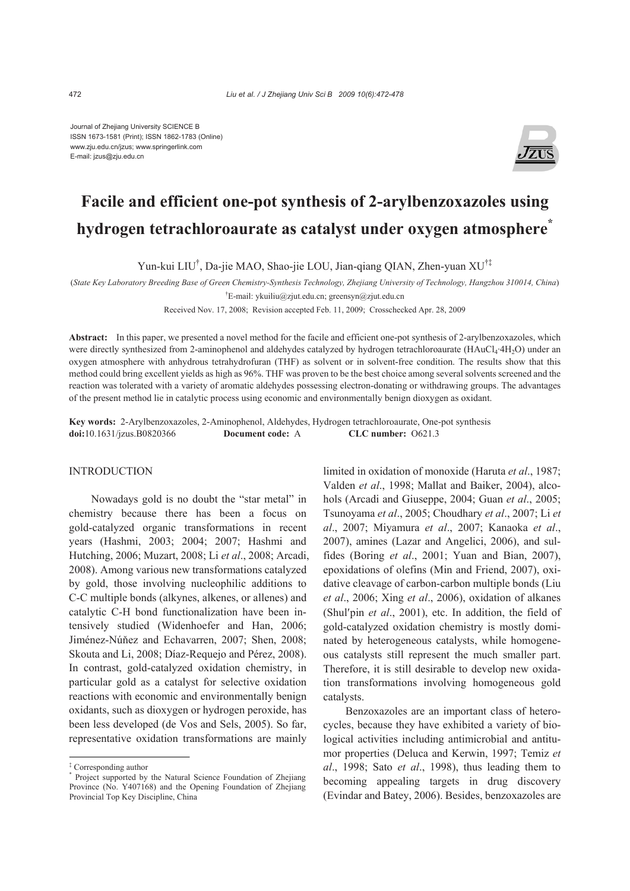Journal of Zhejiang University SCIENCE B
ISSN 1673-1581 (Print); ISSN 1862-1783 (Online)
www.zju.edu.cn/jzus; www.springerlink.com
E-mail: jzus@zju.edu.cn

# Facile and efficient one-pot synthesis of 2-arylbenzoxazoles using hydrogen tetrachloroaurate as catalyst under oxygen atmosphere*

Yun-kui LIU†, Da-jie MAO, Shao-jie LOU, Jian-qiang QIAN, Zhen-yuan XU†‡

(*State Key Laboratory Breeding Base of Green Chemistry-Synthesis Technology, Zhejiang University of Technology, Hangzhou 310014, China*)

†E-mail: ykuiliu@zjut.edu.cn; greensyn@zjut.edu.cn

Received Nov. 17, 2008; Revision accepted Feb. 11, 2009; Crosschecked Apr. 28, 2009

**Abstract:** In this paper, we presented a novel method for the facile and efficient one-pot synthesis of 2-arylbenzoxazoles, which were directly synthesized from 2-aminophenol and aldehydes catalyzed by hydrogen tetrachloroaurate ($HAuCl_4 \cdot 4H_2O$) under an oxygen atmosphere with anhydrous tetrahydrofuran (THF) as solvent or in solvent-free condition. The results show that this method could bring excellent yields as high as 96%. THF was proven to be the best choice among several solvents screened and the reaction was tolerated with a variety of aromatic aldehydes possessing electron-donating or withdrawing groups. The advantages of the present method lie in catalytic process using economic and environmentally benign dioxygen as oxidant.

**Key words:** 2-Arylbenzoxazoles, 2-Aminophenol, Aldehydes, Hydrogen tetrachloroaurate, One-pot synthesis
**doi:**10.1631/jzus.B0820366 **Document code:** A **CLC number:** O621.3

## INTRODUCTION

Nowadays gold is no doubt the "star metal" in chemistry because there has been a focus on gold-catalyzed organic transformations in recent years (Hashmi, 2003; 2004; 2007; Hashmi and Hutching, 2006; Muzart, 2008; Li *et al*., 2008; Arcadi, 2008). Among various new transformations catalyzed by gold, those involving nucleophilic additions to C-C multiple bonds (alkynes, alkenes, or allenes) and catalytic C-H bond functionalization have been intensively studied (Widenhoefer and Han, 2006; Jiménez-Núñez and Echavarren, 2007; Shen, 2008; Skouta and Li, 2008; Díaz-Requejo and Pérez, 2008). In contrast, gold-catalyzed oxidation chemistry, in particular gold as a catalyst for selective oxidation reactions with economic and environmentally benign oxidants, such as dioxygen or hydrogen peroxide, has been less developed (de Vos and Sels, 2005). So far, representative oxidation transformations are mainly limited in oxidation of monoxide (Haruta *et al*., 1987; Valden *et al*., 1998; Mallat and Baiker, 2004), alcohols (Arcadi and Giuseppe, 2004; Guan *et al*., 2005; Tsunoyama *et al*., 2005; Choudhary *et al*., 2007; Li *et al*., 2007; Miyamura *et al*., 2007; Kanaoka *et al*., 2007), amines (Lazar and Angelici, 2006), and sulfides (Boring *et al*., 2001; Yuan and Bian, 2007), epoxidations of olefins (Min and Friend, 2007), oxidative cleavage of carbon-carbon multiple bonds (Liu *et al*., 2006; Xing *et al*., 2006), oxidation of alkanes (Shul′pin *et al*., 2001), etc. In addition, the field of gold-catalyzed oxidation chemistry is mostly dominated by heterogeneous catalysts, while homogeneous catalysts still represent the much smaller part. Therefore, it is still desirable to develop new oxidation transformations involving homogeneous gold catalysts.

Benzoxazoles are an important class of heterocycles, because they have exhibited a variety of biological activities including antimicrobial and antitumor properties (Deluca and Kerwin, 1997; Temiz *et al*., 1998; Sato *et al*., 1998), thus leading them to becoming appealing targets in drug discovery (Evindar and Batey, 2006). Besides, benzoxazoles are

‡ Corresponding author

\* Project supported by the Natural Science Foundation of Zhejiang Province (No. Y407168) and the Opening Foundation of Zhejiang Provincial Top Key Discipline, China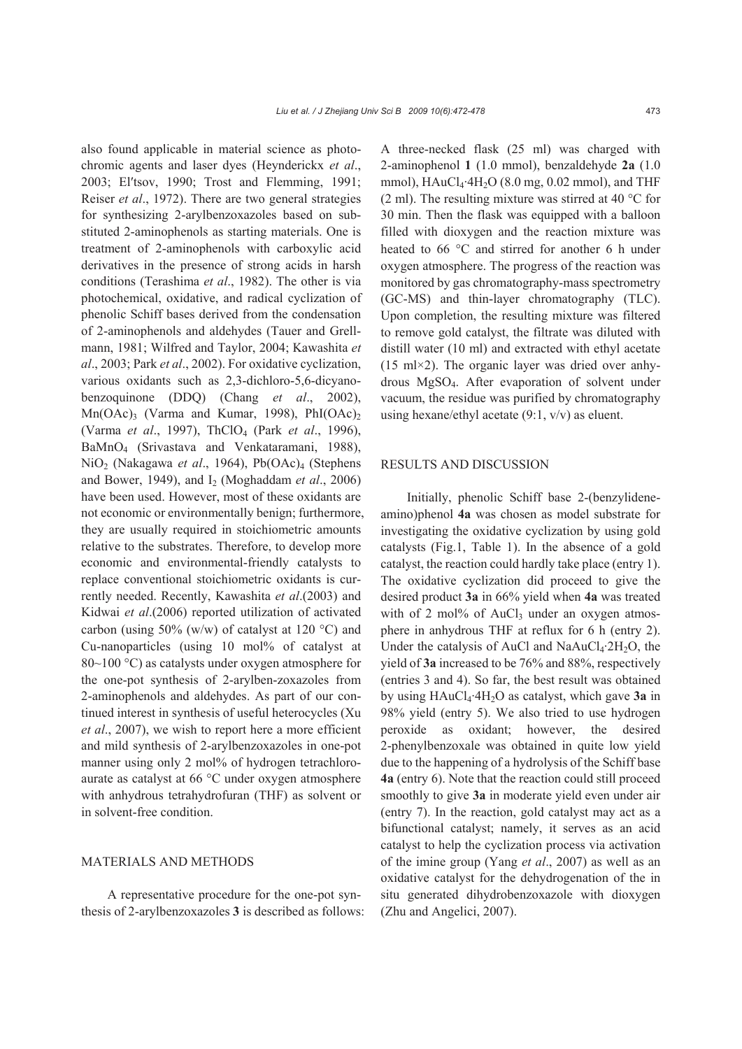also found applicable in material science as photochromic agents and laser dyes (Heynderickx *et al*., 2003; El′tsov, 1990; Trost and Flemming, 1991; Reiser *et al*., 1972). There are two general strategies for synthesizing 2-arylbenzoxazoles based on substituted 2-aminophenols as starting materials. One is treatment of 2-aminophenols with carboxylic acid derivatives in the presence of strong acids in harsh conditions (Terashima *et al*., 1982). The other is via photochemical, oxidative, and radical cyclization of phenolic Schiff bases derived from the condensation of 2-aminophenols and aldehydes (Tauer and Grellmann, 1981; Wilfred and Taylor, 2004; Kawashita *et al*., 2003; Park *et al*., 2002). For oxidative cyclization, various oxidants such as 2,3-dichloro-5,6-dicyanobenzoquinone (DDQ) (Chang *et al*., 2002), $Mn(OAc)_3$ (Varma and Kumar, 1998), $PhI(OAc)_2$ (Varma *et al*., 1997), $ThClO_4$ (Park *et al*., 1996), $BaMnO_4$ (Srivastava and Venkataramani, 1988), $NiO_2$ (Nakagawa *et al*., 1964), $Pb(OAc)_4$ (Stephens and Bower, 1949), and $I_2$ (Moghaddam *et al*., 2006) have been used. However, most of these oxidants are not economic or environmentally benign; furthermore, they are usually required in stoichiometric amounts relative to the substrates. Therefore, to develop more economic and environmental-friendly catalysts to replace conventional stoichiometric oxidants is currently needed. Recently, Kawashita *et al*.(2003) and Kidwai *et al*.(2006) reported utilization of activated carbon (using 50% (w/w) of catalyst at 120 °C) and Cu-nanoparticles (using 10 mol% of catalyst at 80~100 °C) as catalysts under oxygen atmosphere for the one-pot synthesis of 2-arylben-zoxazoles from 2-aminophenols and aldehydes. As part of our continued interest in synthesis of useful heterocycles (Xu *et al*., 2007), we wish to report here a more efficient and mild synthesis of 2-arylbenzoxazoles in one-pot manner using only 2 mol% of hydrogen tetrachloroaurate as catalyst at 66 °C under oxygen atmosphere with anhydrous tetrahydrofuran (THF) as solvent or in solvent-free condition.

## MATERIALS AND METHODS

A representative procedure for the one-pot synthesis of 2-arylbenzoxazoles **3** is described as follows: A three-necked flask (25 ml) was charged with 2-aminophenol **1** (1.0 mmol), benzaldehyde **2a** (1.0 mmol), $HAuCl_4{\cdot}4H_2O$ (8.0 mg, 0.02 mmol), and THF (2 ml). The resulting mixture was stirred at 40 °C for 30 min. Then the flask was equipped with a balloon filled with dioxygen and the reaction mixture was heated to 66 °C and stirred for another 6 h under oxygen atmosphere. The progress of the reaction was monitored by gas chromatography-mass spectrometry (GC-MS) and thin-layer chromatography (TLC). Upon completion, the resulting mixture was filtered to remove gold catalyst, the filtrate was diluted with distill water (10 ml) and extracted with ethyl acetate (15 ml×2). The organic layer was dried over anhydrous $MgSO_4$. After evaporation of solvent under vacuum, the residue was purified by chromatography using hexane/ethyl acetate (9:1, v/v) as eluent.

## RESULTS AND DISCUSSION

Initially, phenolic Schiff base 2-(benzylideneamino)phenol **4a** was chosen as model substrate for investigating the oxidative cyclization by using gold catalysts (Fig.1, Table 1). In the absence of a gold catalyst, the reaction could hardly take place (entry 1). The oxidative cyclization did proceed to give the desired product **3a** in 66% yield when **4a** was treated with of 2 mol% of $AuCl_3$ under an oxygen atmosphere in anhydrous THF at reflux for 6 h (entry 2). Under the catalysis of AuCl and $NaAuCl_4{\cdot}2H_2O$, the yield of **3a** increased to be 76% and 88%, respectively (entries 3 and 4). So far, the best result was obtained by using $HAuCl_4{\cdot}4H_2O$ as catalyst, which gave **3a** in 98% yield (entry 5). We also tried to use hydrogen peroxide as oxidant; however, the desired 2-phenylbenzoxale was obtained in quite low yield due to the happening of a hydrolysis of the Schiff base **4a** (entry 6). Note that the reaction could still proceed smoothly to give **3a** in moderate yield even under air (entry 7). In the reaction, gold catalyst may act as a bifunctional catalyst; namely, it serves as an acid catalyst to help the cyclization process via activation of the imine group (Yang *et al*., 2007) as well as an oxidative catalyst for the dehydrogenation of the in situ generated dihydrobenzoxazole with dioxygen (Zhu and Angelici, 2007).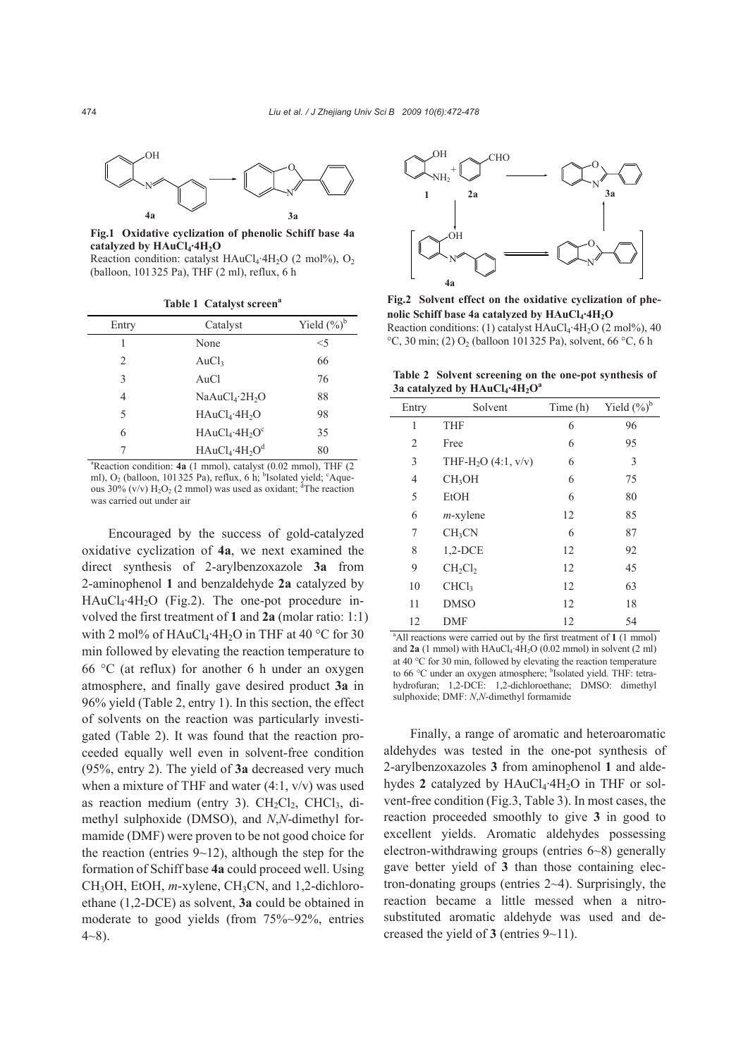**Fig.1 Oxidative cyclization of phenolic Schiff base 4a catalyzed by $HAuCl_4{\cdot}4H_2O$**

Reaction condition: catalyst $HAuCl_4{\cdot}4H_2O$ (2 mol%), $O_2$ (balloon, 101325 Pa), THF (2 ml), reflux, 6 h

**Table 1 Catalyst screen[a]**

| Entry | Catalyst | Yield (%)[b] |
|---|---|---|
| 1 | None | <5 |
| 2 | $AuCl_3$ | 66 |
| 3 | AuCl | 76 |
| 4 | $NaAuCl_4{\cdot}2H_2O$ | 88 |
| 5 | $HAuCl_4{\cdot}4H_2O$ | 98 |
| 6 | $HAuCl_4{\cdot}4H_2O$[c] | 35 |
| 7 | $HAuCl_4{\cdot}4H_2O$[d] | 80 |

[a]Reaction condition: **4a** (1 mmol), catalyst (0.02 mmol), THF (2 ml), $O_2$ (balloon, 101325 Pa), reflux, 6 h; [b]Isolated yield; [c]Aqueous 30% (v/v) $H_2O_2$ (2 mmol) was used as oxidant; [d]The reaction was carried out under air

Encouraged by the success of gold-catalyzed oxidative cyclization of **4a**, we next examined the direct synthesis of 2-arylbenzoxazole **3a** from 2-aminophenol **1** and benzaldehyde **2a** catalyzed by $HAuCl_4{\cdot}4H_2O$ (Fig.2). The one-pot procedure involved the first treatment of **1** and **2a** (molar ratio: 1:1) with 2 mol% of $HAuCl_4{\cdot}4H_2O$ in THF at 40 °C for 30 min followed by elevating the reaction temperature to 66 °C (at reflux) for another 6 h under an oxygen atmosphere, and finally gave desired product **3a** in 96% yield (Table 2, entry 1). In this section, the effect of solvents on the reaction was particularly investigated (Table 2). It was found that the reaction proceeded equally well even in solvent-free condition (95%, entry 2). The yield of **3a** decreased very much when a mixture of THF and water (4:1, v/v) was used as reaction medium (entry 3). $CH_2Cl_2$, $CHCl_3$, dimethyl sulphoxide (DMSO), and *N*,*N*-dimethyl formamide (DMF) were proven to be not good choice for the reaction (entries 9~12), although the step for the formation of Schiff base **4a** could proceed well. Using $CH_3OH$, EtOH, *m*-xylene, $CH_3CN$, and 1,2-dichloroethane (1,2-DCE) as solvent, **3a** could be obtained in moderate to good yields (from 75%~92%, entries 4~8).

**Fig.2 Solvent effect on the oxidative cyclization of phenolic Schiff base 4a catalyzed by $HAuCl_4{\cdot}4H_2O$**

Reaction conditions: (1) catalyst $HAuCl_4{\cdot}4H_2O$ (2 mol%), 40 °C, 30 min; (2) $O_2$ (balloon 101325 Pa), solvent, 66 °C, 6 h

**Table 2 Solvent screening on the one-pot synthesis of 3a catalyzed by $HAuCl_4{\cdot}4H_2O$[a]**

| Entry | Solvent | Time (h) | Yield (%)[b] |
|---|---|---|---|
| 1 | THF | 6 | 96 |
| 2 | Free | 6 | 95 |
| 3 | THF-$H_2O$ (4:1, v/v) | 6 | 3 |
| 4 | $CH_3OH$ | 6 | 75 |
| 5 | EtOH | 6 | 80 |
| 6 | *m*-xylene | 12 | 85 |
| 7 | $CH_3CN$ | 6 | 87 |
| 8 | 1,2-DCE | 12 | 92 |
| 9 | $CH_2Cl_2$ | 12 | 45 |
| 10 | $CHCl_3$ | 12 | 63 |
| 11 | DMSO | 12 | 18 |
| 12 | DMF | 12 | 54 |

[a]All reactions were carried out by the first treatment of **1** (1 mmol) and **2a** (1 mmol) with $HAuCl_4{\cdot}4H_2O$ (0.02 mmol) in solvent (2 ml) at 40 °C for 30 min, followed by elevating the reaction temperature to 66 °C under an oxygen atmosphere; [b]Isolated yield. THF: tetrahydrofuran; 1,2-DCE: 1,2-dichloroethane; DMSO: dimethyl sulphoxide; DMF: *N*,*N*-dimethyl formamide

Finally, a range of aromatic and heteroaromatic aldehydes was tested in the one-pot synthesis of 2-arylbenzoxazoles **3** from aminophenol **1** and aldehydes **2** catalyzed by $HAuCl_4{\cdot}4H_2O$ in THF or solvent-free condition (Fig.3, Table 3). In most cases, the reaction proceeded smoothly to give **3** in good to excellent yields. Aromatic aldehydes possessing electron-withdrawing groups (entries 6~8) generally gave better yield of **3** than those containing electron-donating groups (entries 2~4). Surprisingly, the reaction became a little messed when a nitro-substituted aromatic aldehyde was used and decreased the yield of **3** (entries 9~11).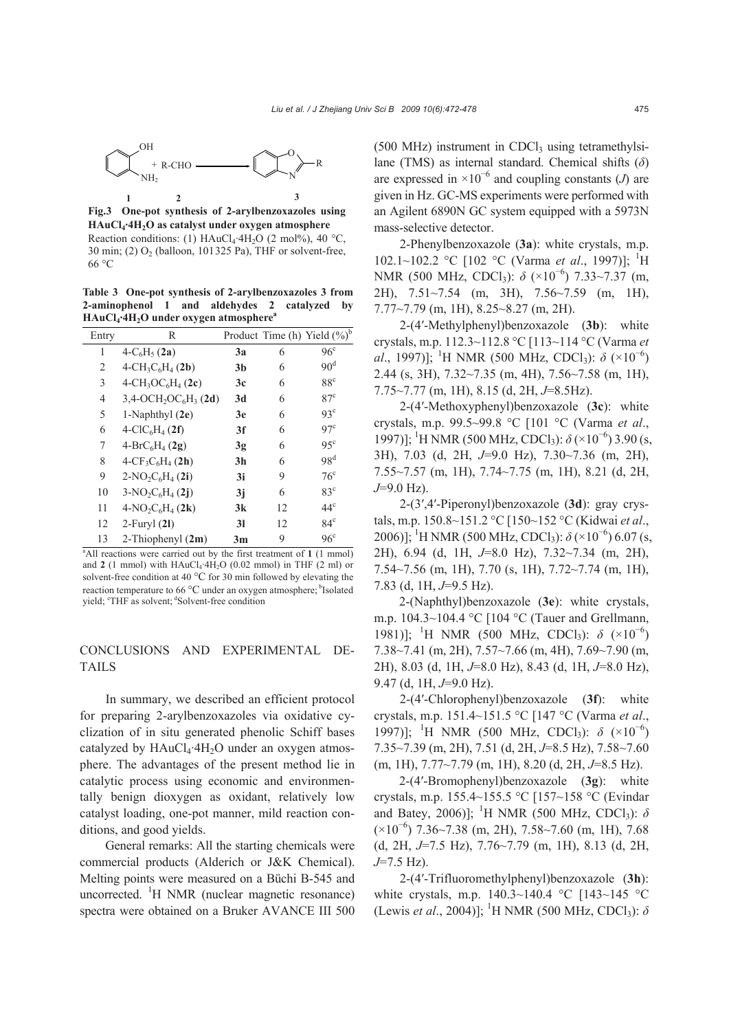Fig.3 One-pot synthesis of 2-arylbenzoxazoles using $HAuCl_4·4H_2O$ as catalyst under oxygen atmosphere

Reaction conditions: (1) $HAuCl_4·4H_2O$ (2 mol%), 40 °C, 30 min; (2) $O_2$ (balloon, 101325 Pa), THF or solvent-free, 66 °C

**Table 3 One-pot synthesis of 2-arylbenzoxazoles 3 from 2-aminophenol 1 and aldehydes 2 catalyzed by $HAuCl_4·4H_2O$ under oxygen atmosphere**[a]

| Entry | R | Product | Time (h) | Yield (%)[b] |
|---|---|---|---|---|
| 1 | $4-C_6H_5$ (**2a**) | **3a** | 6 | 96[c] |
| 2 | $4-CH_3C_6H_4$ (**2b**) | **3b** | 6 | 90[d] |
| 3 | $4-CH_3OC_6H_4$ (**2c**) | **3c** | 6 | 88[c] |
| 4 | $3,4-OCH_2OC_6H_3$ (**2d**) | **3d** | 6 | 87[c] |
| 5 | 1-Naphthyl (**2e**) | **3e** | 6 | 93[c] |
| 6 | $4-ClC_6H_4$ (**2f**) | **3f** | 6 | 97[c] |
| 7 | $4-BrC_6H_4$ (**2g**) | **3g** | 6 | 95[c] |
| 8 | $4-CF_3C_6H_4$ (**2h**) | **3h** | 6 | 98[d] |
| 9 | $2-NO_2C_6H_4$ (**2i**) | **3i** | 9 | 76[c] |
| 10 | $3-NO_2C_6H_4$ (**2j**) | **3j** | 6 | 83[c] |
| 11 | $4-NO_2C_6H_4$ (**2k**) | **3k** | 12 | 44[c] |
| 12 | 2-Furyl (**2l**) | **3l** | 12 | 84[c] |
| 13 | 2-Thiophenyl (**2m**) | **3m** | 9 | 96[c] |

[a]All reactions were carried out by the first treatment of **1** (1 mmol) and **2** (1 mmol) with $HAuCl_4·4H_2O$ (0.02 mmol) in THF (2 ml) or solvent-free condition at 40 °C for 30 min followed by elevating the reaction temperature to 66 °C under an oxygen atmosphere; [b]Isolated yield; [c]THF as solvent; [d]Solvent-free condition

## CONCLUSIONS AND EXPERIMENTAL DETAILS

In summary, we described an efficient protocol for preparing 2-arylbenzoxazoles via oxidative cyclization of in situ generated phenolic Schiff bases catalyzed by $HAuCl_4·4H_2O$ under an oxygen atmosphere. The advantages of the present method lie in catalytic process using economic and environmentally benign dioxygen as oxidant, relatively low catalyst loading, one-pot manner, mild reaction conditions, and good yields.

General remarks: All the starting chemicals were commercial products (Alderich or J&K Chemical). Melting points were measured on a Büchi B-545 and uncorrected. $^1H$ NMR (nuclear magnetic resonance) spectra were obtained on a Bruker AVANCE III 500 (500 MHz) instrument in $CDCl_3$ using tetramethylsilane (TMS) as internal standard. Chemical shifts ($\delta$) are expressed in $\times10^{-6}$ and coupling constants ($J$) are given in Hz. GC-MS experiments were performed with an Agilent 6890N GC system equipped with a 5973N mass-selective detector.

2-Phenylbenzoxazole (**3a**): white crystals, m.p. 102.1~102.2 °C [102 °C (Varma *et al*., 1997)]; $^1H$ NMR (500 MHz, $CDCl_3$): $\delta$ ($\times10^{-6}$) 7.33~7.37 (m, 2H), 7.51~7.54 (m, 3H), 7.56~7.59 (m, 1H), 7.77~7.79 (m, 1H), 8.25~8.27 (m, 2H).

2-(4′-Methylphenyl)benzoxazole (**3b**): white crystals, m.p. 112.3~112.8 °C [113~114 °C (Varma *et al*., 1997)]; $^1H$ NMR (500 MHz, $CDCl_3$): $\delta$ ($\times10^{-6}$) 2.44 (s, 3H), 7.32~7.35 (m, 4H), 7.56~7.58 (m, 1H), 7.75~7.77 (m, 1H), 8.15 (d, 2H, $J$=8.5Hz).

2-(4′-Methoxyphenyl)benzoxazole (**3c**): white crystals, m.p. 99.5~99.8 °C [101 °C (Varma *et al*., 1997)]; $^1H$ NMR (500 MHz, $CDCl_3$): $\delta$ ($\times10^{-6}$) 3.90 (s, 3H), 7.03 (d, 2H, $J$=9.0 Hz), 7.30~7.36 (m, 2H), 7.55~7.57 (m, 1H), 7.74~7.75 (m, 1H), 8.21 (d, 2H, $J$=9.0 Hz).

2-(3′,4′-Piperonyl)benzoxazole (**3d**): gray crystals, m.p. 150.8~151.2 °C [150~152 °C (Kidwai *et al*., 2006)]; $^1H$ NMR (500 MHz, $CDCl_3$): $\delta$ ($\times10^{-6}$) 6.07 (s, 2H), 6.94 (d, 1H, $J$=8.0 Hz), 7.32~7.34 (m, 2H), 7.54~7.56 (m, 1H), 7.70 (s, 1H), 7.72~7.74 (m, 1H), 7.83 (d, 1H, $J$=9.5 Hz).

2-(Naphthyl)benzoxazole (**3e**): white crystals, m.p. 104.3~104.4 °C [104 °C (Tauer and Grellmann, 1981)]; $^1H$ NMR (500 MHz, $CDCl_3$): $\delta$ ($\times10^{-6}$) 7.38~7.41 (m, 2H), 7.57~7.66 (m, 4H), 7.69~7.90 (m, 2H), 8.03 (d, 1H, $J$=8.0 Hz), 8.43 (d, 1H, $J$=8.0 Hz), 9.47 (d, 1H, $J$=9.0 Hz).

2-(4′-Chlorophenyl)benzoxazole (**3f**): white crystals, m.p. 151.4~151.5 °C [147 °C (Varma *et al*., 1997)]; $^1H$ NMR (500 MHz, $CDCl_3$): $\delta$ ($\times10^{-6}$) 7.35~7.39 (m, 2H), 7.51 (d, 2H, $J$=8.5 Hz), 7.58~7.60 (m, 1H), 7.77~7.79 (m, 1H), 8.20 (d, 2H, $J$=8.5 Hz).

2-(4′-Bromophenyl)benzoxazole (**3g**): white crystals, m.p. 155.4~155.5 °C [157~158 °C (Evindar and Batey, 2006)]; $^1H$ NMR (500 MHz, $CDCl_3$): $\delta$ ($\times10^{-6}$) 7.36~7.38 (m, 2H), 7.58~7.60 (m, 1H), 7.68 (d, 2H, $J$=7.5 Hz), 7.76~7.79 (m, 1H), 8.13 (d, 2H, $J$=7.5 Hz).

2-(4′-Trifluoromethylphenyl)benzoxazole (**3h**): white crystals, m.p. 140.3~140.4 °C [143~145 °C (Lewis *et al*., 2004)]; $^1H$ NMR (500 MHz, $CDCl_3$): $\delta$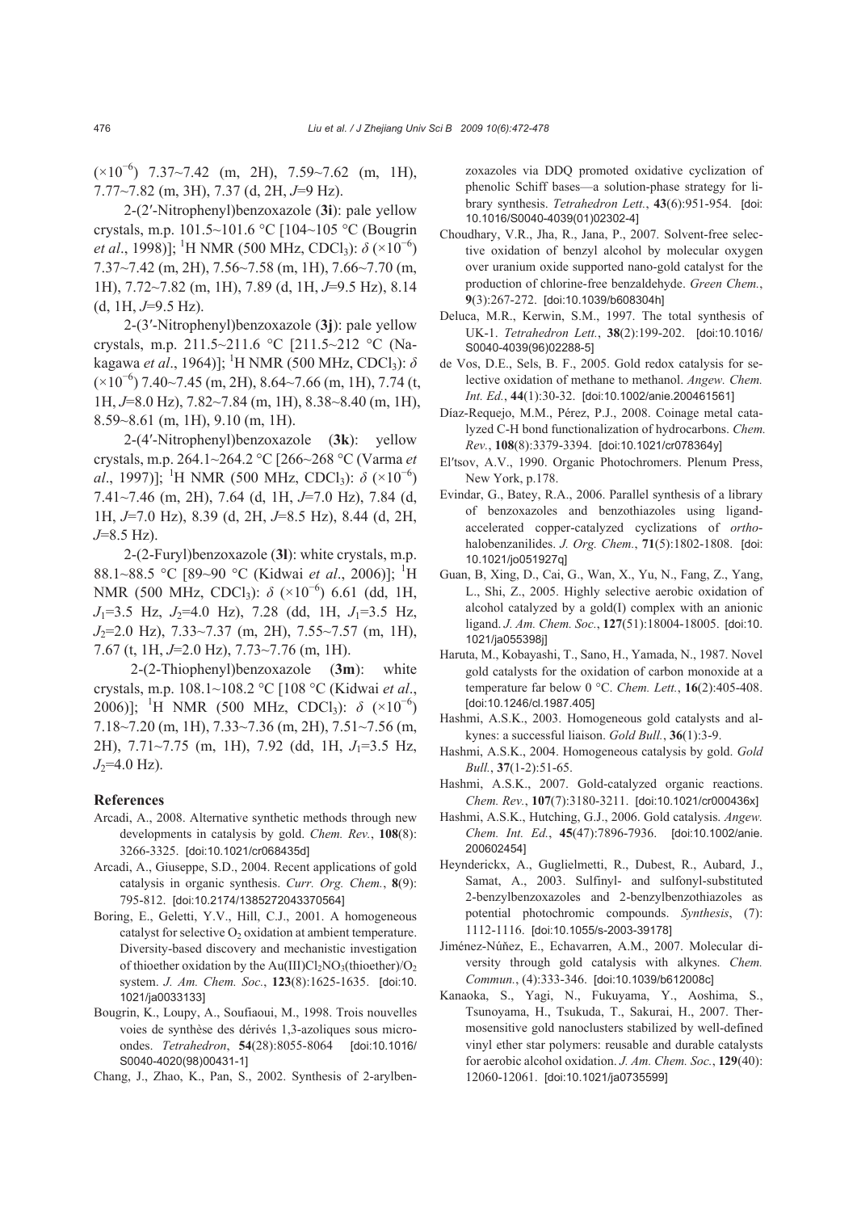($\times 10^{-6}$) 7.37~7.42 (m, 2H), 7.59~7.62 (m, 1H), 7.77~7.82 (m, 3H), 7.37 (d, 2H, $J$=9 Hz).

2-(2′-Nitrophenyl)benzoxazole (**3i**): pale yellow crystals, m.p. 101.5~101.6 °C [104~105 °C (Bougrin *et al*., 1998)]; $^1$H NMR (500 MHz, $CDCl_3$): $\delta$ ($\times 10^{-6}$) 7.37~7.42 (m, 2H), 7.56~7.58 (m, 1H), 7.66~7.70 (m, 1H), 7.72~7.82 (m, 1H), 7.89 (d, 1H, $J$=9.5 Hz), 8.14 (d, 1H, $J$=9.5 Hz).

2-(3′-Nitrophenyl)benzoxazole (**3j**): pale yellow crystals, m.p. 211.5~211.6 °C [211.5~212 °C (Nakagawa *et al*., 1964)]; $^1$H NMR (500 MHz, $CDCl_3$): $\delta$ ($\times 10^{-6}$) 7.40~7.45 (m, 2H), 8.64~7.66 (m, 1H), 7.74 (t, 1H, $J$=8.0 Hz), 7.82~7.84 (m, 1H), 8.38~8.40 (m, 1H), 8.59~8.61 (m, 1H), 9.10 (m, 1H).

2-(4′-Nitrophenyl)benzoxazole (**3k**): yellow crystals, m.p. 264.1~264.2 °C [266~268 °C (Varma *et al*., 1997)]; $^1$H NMR (500 MHz, $CDCl_3$): $\delta$ ($\times 10^{-6}$) 7.41~7.46 (m, 2H), 7.64 (d, 1H, $J$=7.0 Hz), 7.84 (d, 1H, $J$=7.0 Hz), 8.39 (d, 2H, $J$=8.5 Hz), 8.44 (d, 2H, $J$=8.5 Hz).

2-(2-Furyl)benzoxazole (**3l**): white crystals, m.p. 88.1~88.5 °C [89~90 °C (Kidwai *et al*., 2006)]; $^1$H NMR (500 MHz, $CDCl_3$): $\delta$ ($\times 10^{-6}$) 6.61 (dd, 1H, $J_1$=3.5 Hz, $J_2$=4.0 Hz), 7.28 (dd, 1H, $J_1$=3.5 Hz, $J_2$=2.0 Hz), 7.33~7.37 (m, 2H), 7.55~7.57 (m, 1H), 7.67 (t, 1H, $J$=2.0 Hz), 7.73~7.76 (m, 1H).

2-(2-Thiophenyl)benzoxazole (**3m**): white crystals, m.p. 108.1~108.2 °C [108 °C (Kidwai *et al*., 2006)]; $^1$H NMR (500 MHz, $CDCl_3$): $\delta$ ($\times 10^{-6}$) 7.18~7.20 (m, 1H), 7.33~7.36 (m, 2H), 7.51~7.56 (m, 2H), 7.71~7.75 (m, 1H), 7.92 (dd, 1H, $J_1$=3.5 Hz, $J_2$=4.0 Hz).

## References

Arcadi, A., 2008. Alternative synthetic methods through new developments in catalysis by gold. *Chem. Rev.*, **108**(8): 3266-3325. [doi:10.1021/cr068435d]

Arcadi, A., Giuseppe, S.D., 2004. Recent applications of gold catalysis in organic synthesis. *Curr. Org. Chem.*, **8**(9): 795-812. [doi:10.2174/1385272043370564]

Boring, E., Geletti, Y.V., Hill, C.J., 2001. A homogeneous catalyst for selective $O_2$ oxidation at ambient temperature. Diversity-based discovery and mechanistic investigation of thioether oxidation by the Au(III)$Cl_2NO_3$(thioether)/$O_2$ system. *J. Am. Chem. Soc.*, **123**(8):1625-1635. [doi:10.1021/ja0033133]

Bougrin, K., Loupy, A., Soufiaoui, M., 1998. Trois nouvelles voies de synthèse des dérivés 1,3-azoliques sous microondes. *Tetrahedron*, **54**(28):8055-8064 [doi:10.1016/S0040-4020(98)00431-1]

Chang, J., Zhao, K., Pan, S., 2002. Synthesis of 2-arylbenzoxazoles via DDQ promoted oxidative cyclization of phenolic Schiff bases—a solution-phase strategy for library synthesis. *Tetrahedron Lett.*, **43**(6):951-954. [doi:10.1016/S0040-4039(01)02302-4]

Choudhary, V.R., Jha, R., Jana, P., 2007. Solvent-free selective oxidation of benzyl alcohol by molecular oxygen over uranium oxide supported nano-gold catalyst for the production of chlorine-free benzaldehyde. *Green Chem.*, **9**(3):267-272. [doi:10.1039/b608304h]

Deluca, M.R., Kerwin, S.M., 1997. The total synthesis of UK-1. *Tetrahedron Lett.*, **38**(2):199-202. [doi:10.1016/S0040-4039(96)02288-5]

de Vos, D.E., Sels, B. F., 2005. Gold redox catalysis for selective oxidation of methane to methanol. *Angew. Chem. Int. Ed.*, **44**(1):30-32. [doi:10.1002/anie.200461561]

Díaz-Requejo, M.M., Pérez, P.J., 2008. Coinage metal catalyzed C-H bond functionalization of hydrocarbons. *Chem. Rev.*, **108**(8):3379-3394. [doi:10.1021/cr078364y]

El′tsov, A.V., 1990. Organic Photochromers. Plenum Press, New York, p.178.

Evindar, G., Batey, R.A., 2006. Parallel synthesis of a library of benzoxazoles and benzothiazoles using ligand-accelerated copper-catalyzed cyclizations of *ortho*-halobenzanilides. *J. Org. Chem.*, **71**(5):1802-1808. [doi:10.1021/jo051927q]

Guan, B, Xing, D., Cai, G., Wan, X., Yu, N., Fang, Z., Yang, L., Shi, Z., 2005. Highly selective aerobic oxidation of alcohol catalyzed by a gold(I) complex with an anionic ligand. *J. Am. Chem. Soc.*, **127**(51):18004-18005. [doi:10.1021/ja055398j]

Haruta, M., Kobayashi, T., Sano, H., Yamada, N., 1987. Novel gold catalysts for the oxidation of carbon monoxide at a temperature far below 0 °C. *Chem. Lett.*, **16**(2):405-408. [doi:10.1246/cl.1987.405]

Hashmi, A.S.K., 2003. Homogeneous gold catalysts and alkynes: a successful liaison. *Gold Bull.*, **36**(1):3-9.

Hashmi, A.S.K., 2004. Homogeneous catalysis by gold. *Gold Bull.*, **37**(1-2):51-65.

Hashmi, A.S.K., 2007. Gold-catalyzed organic reactions. *Chem. Rev.*, **107**(7):3180-3211. [doi:10.1021/cr000436x]

Hashmi, A.S.K., Hutching, G.J., 2006. Gold catalysis. *Angew. Chem. Int. Ed.*, **45**(47):7896-7936. [doi:10.1002/anie.200602454]

Heynderickx, A., Guglielmetti, R., Dubest, R., Aubard, J., Samat, A., 2003. Sulfinyl- and sulfonyl-substituted 2-benzylbenzoxazoles and 2-benzylbenzothiazoles as potential photochromic compounds. *Synthesis*, (7): 1112-1116. [doi:10.1055/s-2003-39178]

Jiménez-Núñez, E., Echavarren, A.M., 2007. Molecular diversity through gold catalysis with alkynes. *Chem. Commun.*, (4):333-346. [doi:10.1039/b612008c]

Kanaoka, S., Yagi, N., Fukuyama, Y., Aoshima, S., Tsunoyama, H., Tsukuda, T., Sakurai, H., 2007. Thermosensitive gold nanoclusters stabilized by well-defined vinyl ether star polymers: reusable and durable catalysts for aerobic alcohol oxidation. *J. Am. Chem. Soc.*, **129**(40): 12060-12061. [doi:10.1021/ja0735599]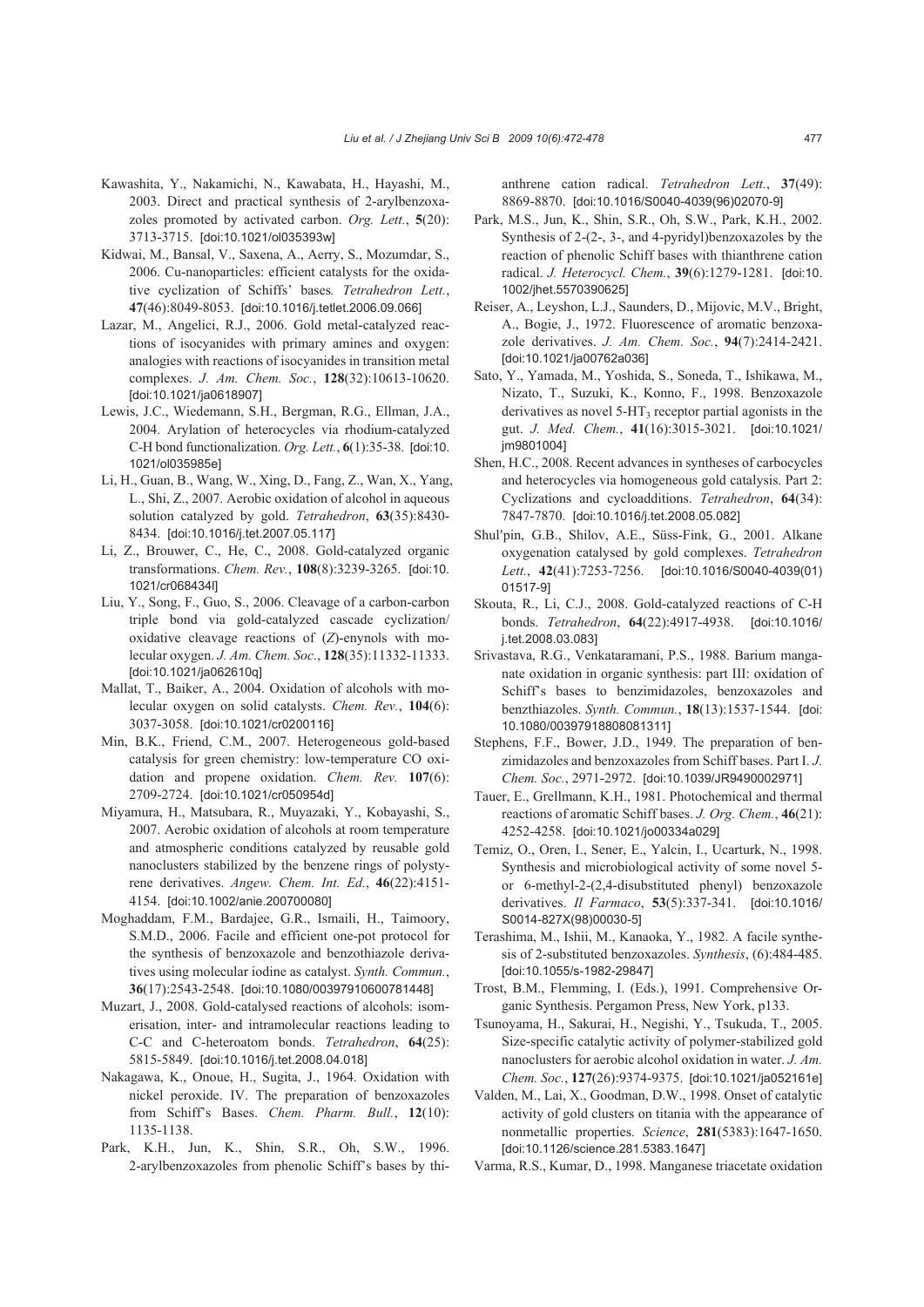Kawashita, Y., Nakamichi, N., Kawabata, H., Hayashi, M., 2003. Direct and practical synthesis of 2-arylbenzoxazoles promoted by activated carbon. *Org. Lett.*, **5**(20): 3713-3715. [doi:10.1021/ol035393w]

Kidwai, M., Bansal, V., Saxena, A., Aerry, S., Mozumdar, S., 2006. Cu-nanoparticles: efficient catalysts for the oxidative cyclization of Schiffs' bases. *Tetrahedron Lett.*, **47**(46):8049-8053. [doi:10.1016/j.tetlet.2006.09.066]

Lazar, M., Angelici, R.J., 2006. Gold metal-catalyzed reactions of isocyanides with primary amines and oxygen: analogies with reactions of isocyanides in transition metal complexes. *J. Am. Chem. Soc.*, **128**(32):10613-10620. [doi:10.1021/ja0618907]

Lewis, J.C., Wiedemann, S.H., Bergman, R.G., Ellman, J.A., 2004. Arylation of heterocycles via rhodium-catalyzed C-H bond functionalization. *Org. Lett.*, **6**(1):35-38. [doi:10.1021/ol035985e]

Li, H., Guan, B., Wang, W., Xing, D., Fang, Z., Wan, X., Yang, L., Shi, Z., 2007. Aerobic oxidation of alcohol in aqueous solution catalyzed by gold. *Tetrahedron*, **63**(35):8430-8434. [doi:10.1016/j.tet.2007.05.117]

Li, Z., Brouwer, C., He, C., 2008. Gold-catalyzed organic transformations. *Chem. Rev.*, **108**(8):3239-3265. [doi:10.1021/cr068434l]

Liu, Y., Song, F., Guo, S., 2006. Cleavage of a carbon-carbon triple bond via gold-catalyzed cascade cyclization/oxidative cleavage reactions of (*Z*)-enynols with molecular oxygen. *J. Am. Chem. Soc.*, **128**(35):11332-11333. [doi:10.1021/ja062610q]

Mallat, T., Baiker, A., 2004. Oxidation of alcohols with molecular oxygen on solid catalysts. *Chem. Rev.*, **104**(6): 3037-3058. [doi:10.1021/cr0200116]

Min, B.K., Friend, C.M., 2007. Heterogeneous gold-based catalysis for green chemistry: low-temperature CO oxidation and propene oxidation. *Chem. Rev.* **107**(6): 2709-2724. [doi:10.1021/cr050954d]

Miyamura, H., Matsubara, R., Muyazaki, Y., Kobayashi, S., 2007. Aerobic oxidation of alcohols at room temperature and atmospheric conditions catalyzed by reusable gold nanoclusters stabilized by the benzene rings of polystyrene derivatives. *Angew. Chem. Int. Ed.*, **46**(22):4151-4154. [doi:10.1002/anie.200700080]

Moghaddam, F.M., Bardajee, G.R., Ismaili, H., Taimoory, S.M.D., 2006. Facile and efficient one-pot protocol for the synthesis of benzoxazole and benzothiazole derivatives using molecular iodine as catalyst. *Synth. Commun.*, **36**(17):2543-2548. [doi:10.1080/00397910600781448]

Muzart, J., 2008. Gold-catalysed reactions of alcohols: isomerisation, inter- and intramolecular reactions leading to C-C and C-heteroatom bonds. *Tetrahedron*, **64**(25): 5815-5849. [doi:10.1016/j.tet.2008.04.018]

Nakagawa, K., Onoue, H., Sugita, J., 1964. Oxidation with nickel peroxide. IV. The preparation of benzoxazoles from Schiff's Bases. *Chem. Pharm. Bull.*, **12**(10): 1135-1138.

Park, K.H., Jun, K., Shin, S.R., Oh, S.W., 1996. 2-arylbenzoxazoles from phenolic Schiff's bases by thianthrene cation radical. *Tetrahedron Lett.*, **37**(49): 8869-8870. [doi:10.1016/S0040-4039(96)02070-9]

Park, M.S., Jun, K., Shin, S.R., Oh, S.W., Park, K.H., 2002. Synthesis of 2-(2-, 3-, and 4-pyridyl)benzoxazoles by the reaction of phenolic Schiff bases with thianthrene cation radical. *J. Heterocycl. Chem.*, **39**(6):1279-1281. [doi:10.1002/jhet.5570390625]

Reiser, A., Leyshon, L.J., Saunders, D., Mijovic, M.V., Bright, A., Bogie, J., 1972. Fluorescence of aromatic benzoxazole derivatives. *J. Am. Chem. Soc.*, **94**(7):2414-2421. [doi:10.1021/ja00762a036]

Sato, Y., Yamada, M., Yoshida, S., Soneda, T., Ishikawa, M., Nizato, T., Suzuki, K., Konno, F., 1998. Benzoxazole derivatives as novel 5-$HT_3$ receptor partial agonists in the gut. *J. Med. Chem.*, **41**(16):3015-3021. [doi:10.1021/jm9801004]

Shen, H.C., 2008. Recent advances in syntheses of carbocycles and heterocycles via homogeneous gold catalysis. Part 2: Cyclizations and cycloadditions. *Tetrahedron*, **64**(34): 7847-7870. [doi:10.1016/j.tet.2008.05.082]

Shul′pin, G.B., Shilov, A.E., Süss-Fink, G., 2001. Alkane oxygenation catalysed by gold complexes. *Tetrahedron Lett.*, **42**(41):7253-7256. [doi:10.1016/S0040-4039(01)01517-9]

Skouta, R., Li, C.J., 2008. Gold-catalyzed reactions of C-H bonds. *Tetrahedron*, **64**(22):4917-4938. [doi:10.1016/j.tet.2008.03.083]

Srivastava, R.G., Venkataramani, P.S., 1988. Barium manganate oxidation in organic synthesis: part III: oxidation of Schiff's bases to benzimidazoles, benzoxazoles and benzthiazoles. *Synth. Commun.*, **18**(13):1537-1544. [doi:10.1080/00397918808081311]

Stephens, F.F., Bower, J.D., 1949. The preparation of benzimidazoles and benzoxazoles from Schiff bases. Part I. *J. Chem. Soc.*, 2971-2972. [doi:10.1039/JR9490002971]

Tauer, E., Grellmann, K.H., 1981. Photochemical and thermal reactions of aromatic Schiff bases. *J. Org. Chem.*, **46**(21): 4252-4258. [doi:10.1021/jo00334a029]

Temiz, O., Oren, I., Sener, E., Yalcin, I., Ucarturk, N., 1998. Synthesis and microbiological activity of some novel 5- or 6-methyl-2-(2,4-disubstituted phenyl) benzoxazole derivatives. *Il Farmaco*, **53**(5):337-341. [doi:10.1016/S0014-827X(98)00030-5]

Terashima, M., Ishii, M., Kanaoka, Y., 1982. A facile synthesis of 2-substituted benzoxazoles. *Synthesis*, (6):484-485. [doi:10.1055/s-1982-29847]

Trost, B.M., Flemming, I. (Eds.), 1991. Comprehensive Organic Synthesis. Pergamon Press, New York, p133.

Tsunoyama, H., Sakurai, H., Negishi, Y., Tsukuda, T., 2005. Size-specific catalytic activity of polymer-stabilized gold nanoclusters for aerobic alcohol oxidation in water. *J. Am. Chem. Soc.*, **127**(26):9374-9375. [doi:10.1021/ja052161e]

Valden, M., Lai, X., Goodman, D.W., 1998. Onset of catalytic activity of gold clusters on titania with the appearance of nonmetallic properties. *Science*, **281**(5383):1647-1650. [doi:10.1126/science.281.5383.1647]

Varma, R.S., Kumar, D., 1998. Manganese triacetate oxidation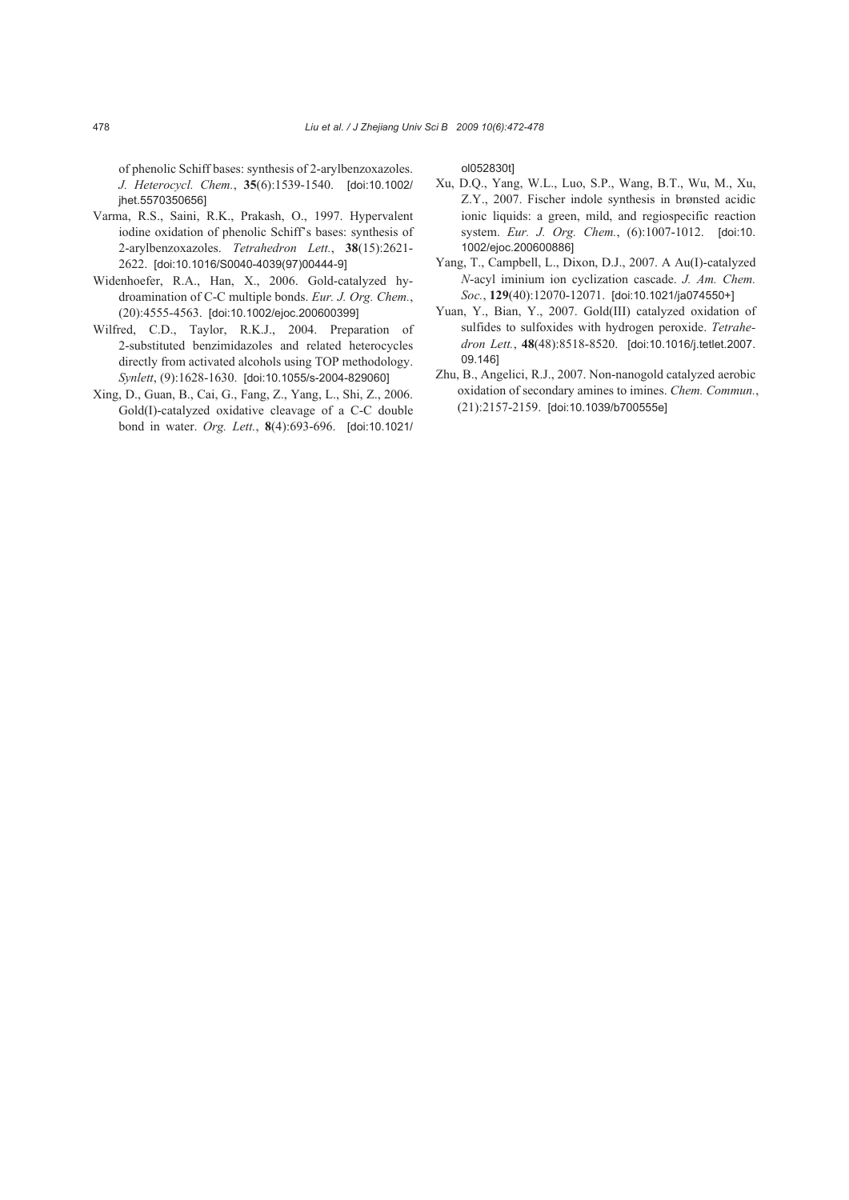of phenolic Schiff bases: synthesis of 2-arylbenzoxazoles. *J. Heterocycl. Chem.*, **35**(6):1539-1540. [doi:10.1002/jhet.5570350656]

Varma, R.S., Saini, R.K., Prakash, O., 1997. Hypervalent iodine oxidation of phenolic Schiff's bases: synthesis of 2-arylbenzoxazoles. *Tetrahedron Lett.*, **38**(15):2621-2622. [doi:10.1016/S0040-4039(97)00444-9]

Widenhoefer, R.A., Han, X., 2006. Gold-catalyzed hydroamination of C-C multiple bonds. *Eur. J. Org. Chem.*, (20):4555-4563. [doi:10.1002/ejoc.200600399]

Wilfred, C.D., Taylor, R.K.J., 2004. Preparation of 2-substituted benzimidazoles and related heterocycles directly from activated alcohols using TOP methodology. *Synlett*, (9):1628-1630. [doi:10.1055/s-2004-829060]

Xing, D., Guan, B., Cai, G., Fang, Z., Yang, L., Shi, Z., 2006. Gold(I)-catalyzed oxidative cleavage of a C-C double bond in water. *Org. Lett.*, **8**(4):693-696. [doi:10.1021/ol052830t]

Xu, D.Q., Yang, W.L., Luo, S.P., Wang, B.T., Wu, M., Xu, Z.Y., 2007. Fischer indole synthesis in brønsted acidic ionic liquids: a green, mild, and regiospecific reaction system. *Eur. J. Org. Chem.*, (6):1007-1012. [doi:10.1002/ejoc.200600886]

Yang, T., Campbell, L., Dixon, D.J., 2007. A Au(I)-catalyzed *N*-acyl iminium ion cyclization cascade. *J. Am. Chem. Soc.*, **129**(40):12070-12071. [doi:10.1021/ja074550+]

Yuan, Y., Bian, Y., 2007. Gold(III) catalyzed oxidation of sulfides to sulfoxides with hydrogen peroxide. *Tetrahedron Lett.*, **48**(48):8518-8520. [doi:10.1016/j.tetlet.2007.09.146]

Zhu, B., Angelici, R.J., 2007. Non-nanogold catalyzed aerobic oxidation of secondary amines to imines. *Chem. Commun.*, (21):2157-2159. [doi:10.1039/b700555e]